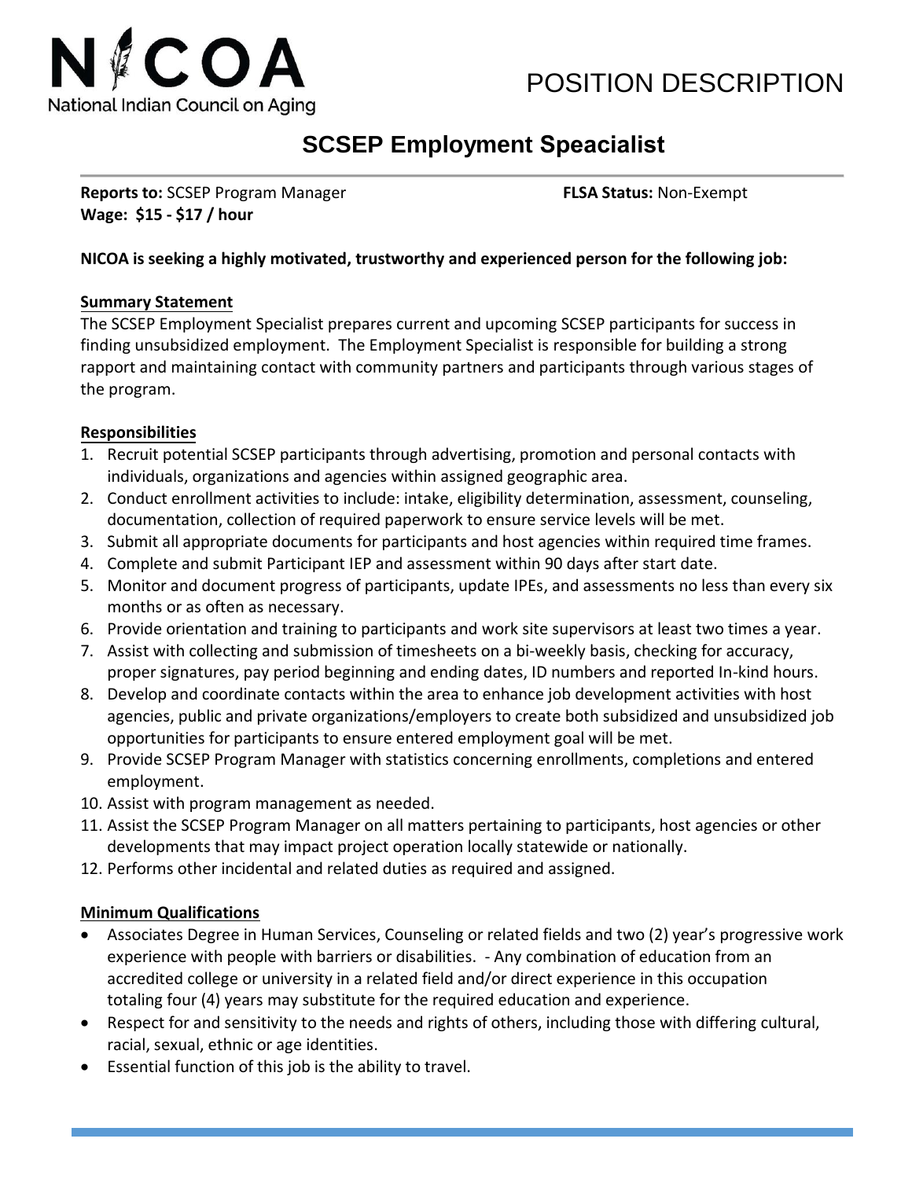NICOA
National Indian Council on Aging

POSITION DESCRIPTION

# SCSEP Employment Speacialist

**Reports to:** SCSEP Program Manager **FLSA Status:** Non-Exempt
**Wage: $15 - $17 / hour**

**NICOA is seeking a highly motivated, trustworthy and experienced person for the following job:**

## Summary Statement

The SCSEP Employment Specialist prepares current and upcoming SCSEP participants for success in finding unsubsidized employment. The Employment Specialist is responsible for building a strong rapport and maintaining contact with community partners and participants through various stages of the program.

## Responsibilities

1. Recruit potential SCSEP participants through advertising, promotion and personal contacts with individuals, organizations and agencies within assigned geographic area.
2. Conduct enrollment activities to include: intake, eligibility determination, assessment, counseling, documentation, collection of required paperwork to ensure service levels will be met.
3. Submit all appropriate documents for participants and host agencies within required time frames.
4. Complete and submit Participant IEP and assessment within 90 days after start date.
5. Monitor and document progress of participants, update IPEs, and assessments no less than every six months or as often as necessary.
6. Provide orientation and training to participants and work site supervisors at least two times a year.
7. Assist with collecting and submission of timesheets on a bi-weekly basis, checking for accuracy, proper signatures, pay period beginning and ending dates, ID numbers and reported In-kind hours.
8. Develop and coordinate contacts within the area to enhance job development activities with host agencies, public and private organizations/employers to create both subsidized and unsubsidized job opportunities for participants to ensure entered employment goal will be met.
9. Provide SCSEP Program Manager with statistics concerning enrollments, completions and entered employment.
10. Assist with program management as needed.
11. Assist the SCSEP Program Manager on all matters pertaining to participants, host agencies or other developments that may impact project operation locally statewide or nationally.
12. Performs other incidental and related duties as required and assigned.

## Minimum Qualifications

- Associates Degree in Human Services, Counseling or related fields and two (2) year's progressive work experience with people with barriers or disabilities. - Any combination of education from an accredited college or university in a related field and/or direct experience in this occupation totaling four (4) years may substitute for the required education and experience.
- Respect for and sensitivity to the needs and rights of others, including those with differing cultural, racial, sexual, ethnic or age identities.
- Essential function of this job is the ability to travel.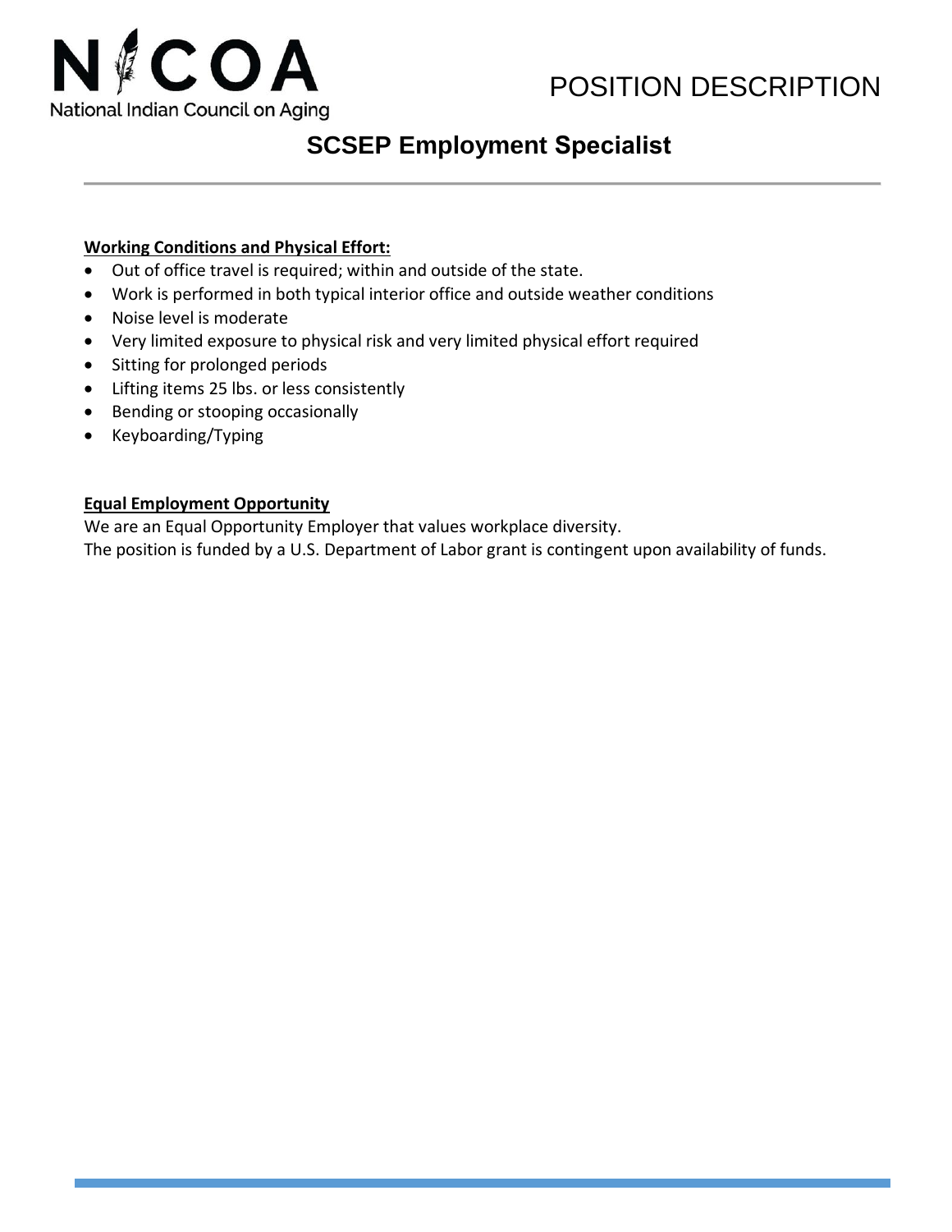**Working Conditions and Physical Effort:**

- Out of office travel is required; within and outside of the state.
- Work is performed in both typical interior office and outside weather conditions
- Noise level is moderate
- Very limited exposure to physical risk and very limited physical effort required
- Sitting for prolonged periods
- Lifting items 25 lbs. or less consistently
- Bending or stooping occasionally
- Keyboarding/Typing

**Equal Employment Opportunity**

We are an Equal Opportunity Employer that values workplace diversity.
The position is funded by a U.S. Department of Labor grant is contingent upon availability of funds.